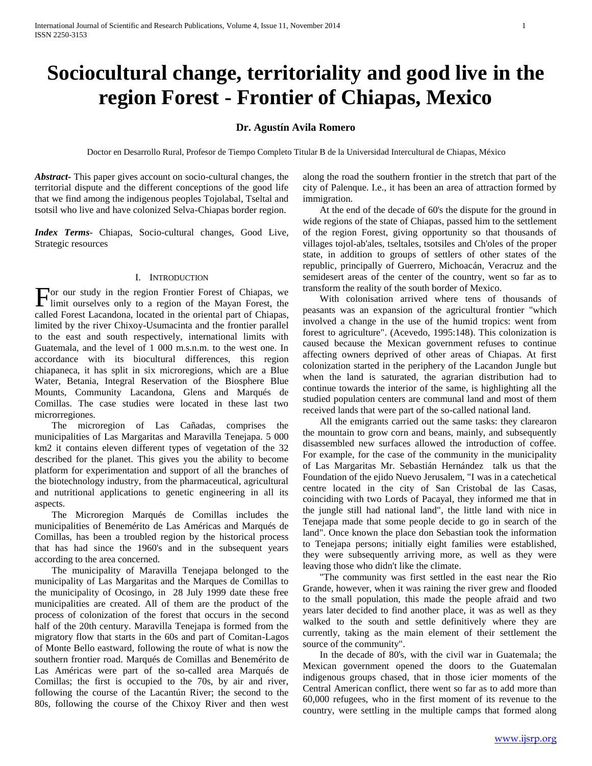# Sociocultural change, territoriality and good live in the region Forest - Frontier of Chiapas, Mexico

**Dr. Agustín Avila Romero**

Doctor en Desarrollo Rural, Profesor de Tiempo Completo Titular B de la Universidad Intercultural de Chiapas, México

***Abstract***- This paper gives account on socio-cultural changes, the territorial dispute and the different conceptions of the good life that we find among the indigenous peoples Tojolabal, Tseltal and tsotsil who live and have colonized Selva-Chiapas border region.

***Index Terms***- Chiapas, Socio-cultural changes, Good Live, Strategic resources

## I. Introduction

For our study in the region Frontier Forest of Chiapas, we limit ourselves only to a region of the Mayan Forest, the called Forest Lacandona, located in the oriental part of Chiapas, limited by the river Chixoy-Usumacinta and the frontier parallel to the east and south respectively, international limits with Guatemala, and the level of 1 000 m.s.n.m. to the west one. In accordance with its biocultural differences, this region chiapaneca, it has split in six microregions, which are a Blue Water, Betania, Integral Reservation of the Biosphere Blue Mounts, Community Lacandona, Glens and Marqués de Comillas. The case studies were located in these last two microrregiones.

The microregion of Las Cañadas, comprises the municipalities of Las Margaritas and Maravilla Tenejapa. 5 000 km2 it contains eleven different types of vegetation of the 32 described for the planet. This gives you the ability to become platform for experimentation and support of all the branches of the biotechnology industry, from the pharmaceutical, agricultural and nutritional applications to genetic engineering in all its aspects.

The Microregion Marqués de Comillas includes the municipalities of Benemérito de Las Américas and Marqués de Comillas, has been a troubled region by the historical process that has had since the 1960's and in the subsequent years according to the area concerned.

The municipality of Maravilla Tenejapa belonged to the municipality of Las Margaritas and the Marques de Comillas to the municipality of Ocosingo, in 28 July 1999 date these free municipalities are created. All of them are the product of the process of colonization of the forest that occurs in the second half of the 20th century. Maravilla Tenejapa is formed from the migratory flow that starts in the 60s and part of Comitan-Lagos of Monte Bello eastward, following the route of what is now the southern frontier road. Marqués de Comillas and Benemérito de Las Américas were part of the so-called area Marqués de Comillas; the first is occupied to the 70s, by air and river, following the course of the Lacantún River; the second to the 80s, following the course of the Chixoy River and then west along the road the southern frontier in the stretch that part of the city of Palenque. I.e., it has been an area of attraction formed by immigration.

At the end of the decade of 60's the dispute for the ground in wide regions of the state of Chiapas, passed him to the settlement of the region Forest, giving opportunity so that thousands of villages tojol-ab'ales, tseltales, tsotsiles and Ch'oles of the proper state, in addition to groups of settlers of other states of the republic, principally of Guerrero, Michoacán, Veracruz and the semidesert areas of the center of the country, went so far as to transform the reality of the south border of Mexico.

With colonisation arrived where tens of thousands of peasants was an expansion of the agricultural frontier "which involved a change in the use of the humid tropics: went from forest to agriculture". (Acevedo, 1995:148). This colonization is caused because the Mexican government refuses to continue affecting owners deprived of other areas of Chiapas. At first colonization started in the periphery of the Lacandon Jungle but when the land is saturated, the agrarian distribution had to continue towards the interior of the same, is highlighting all the studied population centers are communal land and most of them received lands that were part of the so-called national land.

All the emigrants carried out the same tasks: they clarearon the mountain to grow corn and beans, mainly, and subsequently disassembled new surfaces allowed the introduction of coffee. For example, for the case of the community in the municipality of Las Margaritas Mr. Sebastián Hernández talk us that the Foundation of the ejido Nuevo Jerusalem, "I was in a catechetical centre located in the city of San Cristobal de las Casas, coinciding with two Lords of Pacayal, they informed me that in the jungle still had national land", the little land with nice in Tenejapa made that some people decide to go in search of the land". Once known the place don Sebastian took the information to Tenejapa persons; initially eight families were established, they were subsequently arriving more, as well as they were leaving those who didn't like the climate.

"The community was first settled in the east near the Rio Grande, however, when it was raining the river grew and flooded to the small population, this made the people afraid and two years later decided to find another place, it was as well as they walked to the south and settle definitively where they are currently, taking as the main element of their settlement the source of the community".

In the decade of 80's, with the civil war in Guatemala; the Mexican government opened the doors to the Guatemalan indigenous groups chased, that in those icier moments of the Central American conflict, there went so far as to add more than 60,000 refugees, who in the first moment of its revenue to the country, were settling in the multiple camps that formed along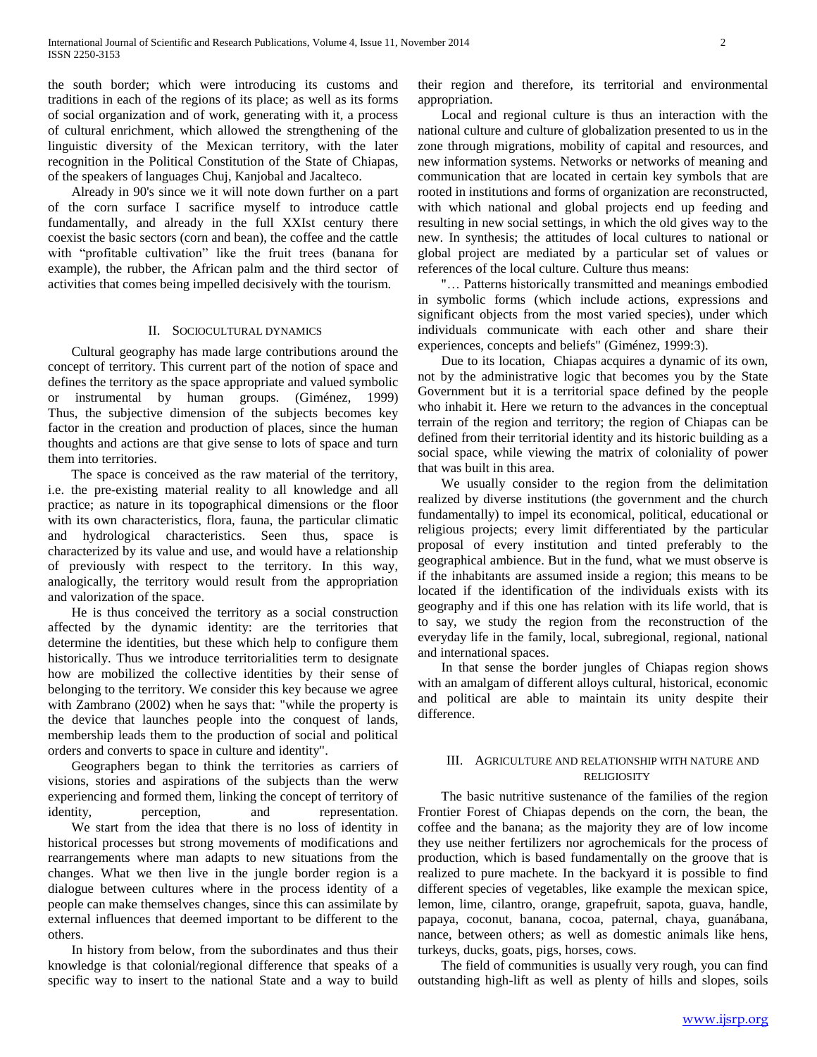the south border; which were introducing its customs and traditions in each of the regions of its place; as well as its forms of social organization and of work, generating with it, a process of cultural enrichment, which allowed the strengthening of the linguistic diversity of the Mexican territory, with the later recognition in the Political Constitution of the State of Chiapas, of the speakers of languages Chuj, Kanjobal and Jacalteco.

Already in 90's since we it will note down further on a part of the corn surface I sacrifice myself to introduce cattle fundamentally, and already in the full XXIst century there coexist the basic sectors (corn and bean), the coffee and the cattle with "profitable cultivation" like the fruit trees (banana for example), the rubber, the African palm and the third sector of activities that comes being impelled decisively with the tourism.

## II. Sociocultural dynamics

Cultural geography has made large contributions around the concept of territory. This current part of the notion of space and defines the territory as the space appropriate and valued symbolic or instrumental by human groups. (Giménez, 1999) Thus, the subjective dimension of the subjects becomes key factor in the creation and production of places, since the human thoughts and actions are that give sense to lots of space and turn them into territories.

The space is conceived as the raw material of the territory, i.e. the pre-existing material reality to all knowledge and all practice; as nature in its topographical dimensions or the floor with its own characteristics, flora, fauna, the particular climatic and hydrological characteristics. Seen thus, space is characterized by its value and use, and would have a relationship of previously with respect to the territory. In this way, analogically, the territory would result from the appropriation and valorization of the space.

He is thus conceived the territory as a social construction affected by the dynamic identity: are the territories that determine the identities, but these which help to configure them historically. Thus we introduce territorialities term to designate how are mobilized the collective identities by their sense of belonging to the territory. We consider this key because we agree with Zambrano (2002) when he says that: "while the property is the device that launches people into the conquest of lands, membership leads them to the production of social and political orders and converts to space in culture and identity".

Geographers began to think the territories as carriers of visions, stories and aspirations of the subjects than the werw experiencing and formed them, linking the concept of territory of identity, perception, and representation.

We start from the idea that there is no loss of identity in historical processes but strong movements of modifications and rearrangements where man adapts to new situations from the changes. What we then live in the jungle border region is a dialogue between cultures where in the process identity of a people can make themselves changes, since this can assimilate by external influences that deemed important to be different to the others.

In history from below, from the subordinates and thus their knowledge is that colonial/regional difference that speaks of a specific way to insert to the national State and a way to build their region and therefore, its territorial and environmental appropriation.

Local and regional culture is thus an interaction with the national culture and culture of globalization presented to us in the zone through migrations, mobility of capital and resources, and new information systems. Networks or networks of meaning and communication that are located in certain key symbols that are rooted in institutions and forms of organization are reconstructed, with which national and global projects end up feeding and resulting in new social settings, in which the old gives way to the new. In synthesis; the attitudes of local cultures to national or global project are mediated by a particular set of values or references of the local culture. Culture thus means:

"… Patterns historically transmitted and meanings embodied in symbolic forms (which include actions, expressions and significant objects from the most varied species), under which individuals communicate with each other and share their experiences, concepts and beliefs" (Giménez, 1999:3).

Due to its location, Chiapas acquires a dynamic of its own, not by the administrative logic that becomes you by the State Government but it is a territorial space defined by the people who inhabit it. Here we return to the advances in the conceptual terrain of the region and territory; the region of Chiapas can be defined from their territorial identity and its historic building as a social space, while viewing the matrix of coloniality of power that was built in this area.

We usually consider to the region from the delimitation realized by diverse institutions (the government and the church fundamentally) to impel its economical, political, educational or religious projects; every limit differentiated by the particular proposal of every institution and tinted preferably to the geographical ambience. But in the fund, what we must observe is if the inhabitants are assumed inside a region; this means to be located if the identification of the individuals exists with its geography and if this one has relation with its life world, that is to say, we study the region from the reconstruction of the everyday life in the family, local, subregional, regional, national and international spaces.

In that sense the border jungles of Chiapas region shows with an amalgam of different alloys cultural, historical, economic and political are able to maintain its unity despite their difference.

## III. Agriculture and relationship with nature and religiosity

The basic nutritive sustenance of the families of the region Frontier Forest of Chiapas depends on the corn, the bean, the coffee and the banana; as the majority they are of low income they use neither fertilizers nor agrochemicals for the process of production, which is based fundamentally on the groove that is realized to pure machete. In the backyard it is possible to find different species of vegetables, like example the mexican spice, lemon, lime, cilantro, orange, grapefruit, sapota, guava, handle, papaya, coconut, banana, cocoa, paternal, chaya, guanábana, nance, between others; as well as domestic animals like hens, turkeys, ducks, goats, pigs, horses, cows.

The field of communities is usually very rough, you can find outstanding high-lift as well as plenty of hills and slopes, soils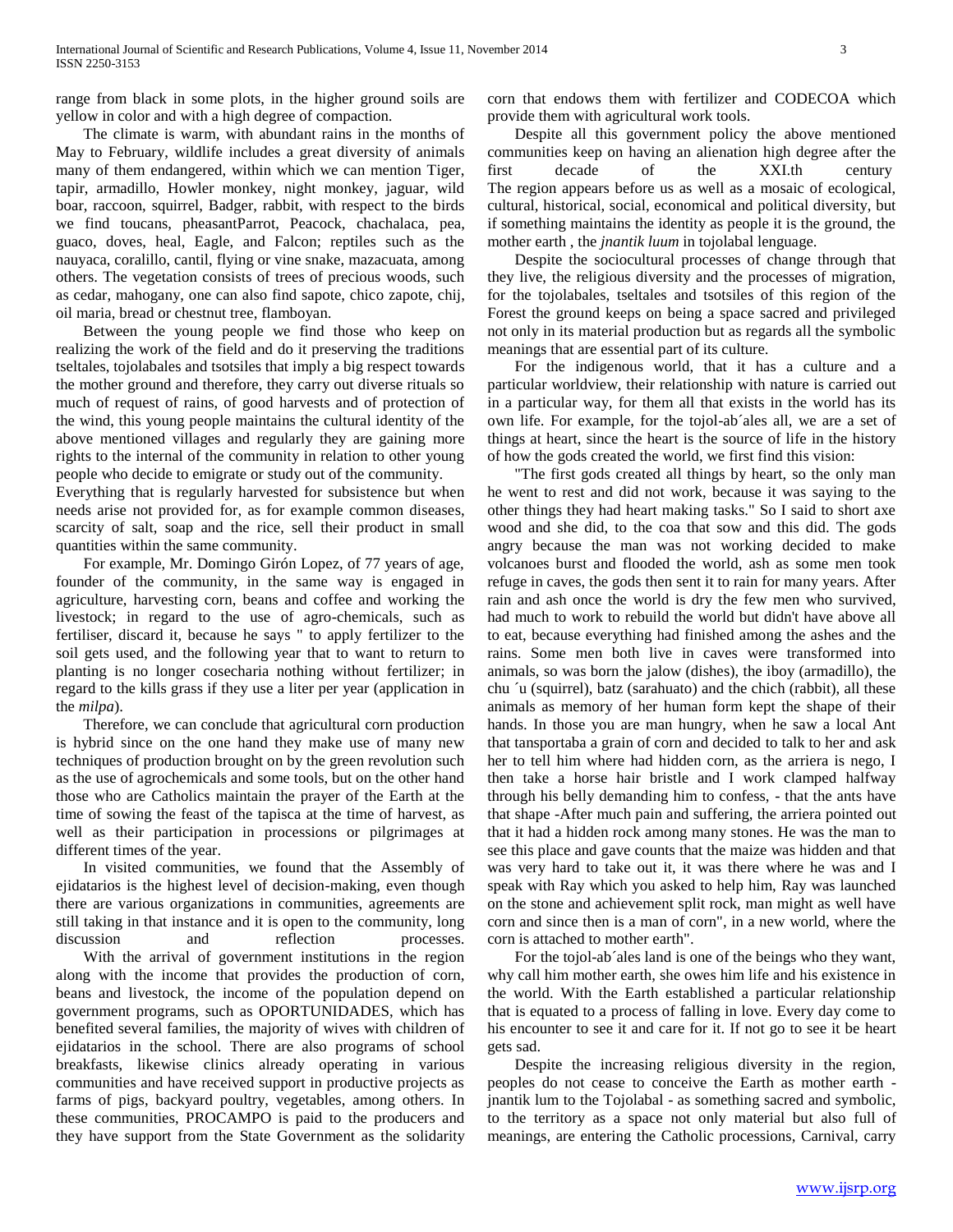range from black in some plots, in the higher ground soils are yellow in color and with a high degree of compaction.

The climate is warm, with abundant rains in the months of May to February, wildlife includes a great diversity of animals many of them endangered, within which we can mention Tiger, tapir, armadillo, Howler monkey, night monkey, jaguar, wild boar, raccoon, squirrel, Badger, rabbit, with respect to the birds we find toucans, pheasantParrot, Peacock, chachalaca, pea, guaco, doves, heal, Eagle, and Falcon; reptiles such as the nauyaca, coralillo, cantil, flying or vine snake, mazacuata, among others. The vegetation consists of trees of precious woods, such as cedar, mahogany, one can also find sapote, chico zapote, chij, oil maria, bread or chestnut tree, flamboyan.

Between the young people we find those who keep on realizing the work of the field and do it preserving the traditions tseltales, tojolabales and tsotsiles that imply a big respect towards the mother ground and therefore, they carry out diverse rituals so much of request of rains, of good harvests and of protection of the wind, this young people maintains the cultural identity of the above mentioned villages and regularly they are gaining more rights to the internal of the community in relation to other young people who decide to emigrate or study out of the community.
Everything that is regularly harvested for subsistence but when needs arise not provided for, as for example common diseases, scarcity of salt, soap and the rice, sell their product in small quantities within the same community.

For example, Mr. Domingo Girón Lopez, of 77 years of age, founder of the community, in the same way is engaged in agriculture, harvesting corn, beans and coffee and working the livestock; in regard to the use of agro-chemicals, such as fertiliser, discard it, because he says " to apply fertilizer to the soil gets used, and the following year that to want to return to planting is no longer cosecharia nothing without fertilizer; in regard to the kills grass if they use a liter per year (application in the *milpa*).

Therefore, we can conclude that agricultural corn production is hybrid since on the one hand they make use of many new techniques of production brought on by the green revolution such as the use of agrochemicals and some tools, but on the other hand those who are Catholics maintain the prayer of the Earth at the time of sowing the feast of the tapisca at the time of harvest, as well as their participation in processions or pilgrimages at different times of the year.

In visited communities, we found that the Assembly of ejidatarios is the highest level of decision-making, even though there are various organizations in communities, agreements are still taking in that instance and it is open to the community, long discussion and reflection processes.

With the arrival of government institutions in the region along with the income that provides the production of corn, beans and livestock, the income of the population depend on government programs, such as OPORTUNIDADES, which has benefited several families, the majority of wives with children of ejidatarios in the school. There are also programs of school breakfasts, likewise clinics already operating in various communities and have received support in productive projects as farms of pigs, backyard poultry, vegetables, among others. In these communities, PROCAMPO is paid to the producers and they have support from the State Government as the solidarity corn that endows them with fertilizer and CODECOA which provide them with agricultural work tools.

Despite all this government policy the above mentioned communities keep on having an alienation high degree after the first decade of the XXI.th century
The region appears before us as well as a mosaic of ecological, cultural, historical, social, economical and political diversity, but if something maintains the identity as people it is the ground, the mother earth , the *jnantik luum* in tojolabal lenguage.

Despite the sociocultural processes of change through that they live, the religious diversity and the processes of migration, for the tojolabales, tseltales and tsotsiles of this region of the Forest the ground keeps on being a space sacred and privileged not only in its material production but as regards all the symbolic meanings that are essential part of its culture.

For the indigenous world, that it has a culture and a particular worldview, their relationship with nature is carried out in a particular way, for them all that exists in the world has its own life. For example, for the tojol-ab´ales all, we are a set of things at heart, since the heart is the source of life in the history of how the gods created the world, we first find this vision:

"The first gods created all things by heart, so the only man he went to rest and did not work, because it was saying to the other things they had heart making tasks." So I said to short axe wood and she did, to the coa that sow and this did. The gods angry because the man was not working decided to make volcanoes burst and flooded the world, ash as some men took refuge in caves, the gods then sent it to rain for many years. After rain and ash once the world is dry the few men who survived, had much to work to rebuild the world but didn't have above all to eat, because everything had finished among the ashes and the rains. Some men both live in caves were transformed into animals, so was born the jalow (dishes), the iboy (armadillo), the chu ´u (squirrel), batz (sarahuato) and the chich (rabbit), all these animals as memory of her human form kept the shape of their hands. In those you are man hungry, when he saw a local Ant that tansportaba a grain of corn and decided to talk to her and ask her to tell him where had hidden corn, as the arriera is nego, I then take a horse hair bristle and I work clamped halfway through his belly demanding him to confess, - that the ants have that shape -After much pain and suffering, the arriera pointed out that it had a hidden rock among many stones. He was the man to see this place and gave counts that the maize was hidden and that was very hard to take out it, it was there where he was and I speak with Ray which you asked to help him, Ray was launched on the stone and achievement split rock, man might as well have corn and since then is a man of corn", in a new world, where the corn is attached to mother earth".

For the tojol-ab´ales land is one of the beings who they want, why call him mother earth, she owes him life and his existence in the world. With the Earth established a particular relationship that is equated to a process of falling in love. Every day come to his encounter to see it and care for it. If not go to see it be heart gets sad.

Despite the increasing religious diversity in the region, peoples do not cease to conceive the Earth as mother earth - jnantik lum to the Tojolabal - as something sacred and symbolic, to the territory as a space not only material but also full of meanings, are entering the Catholic processions, Carnival, carry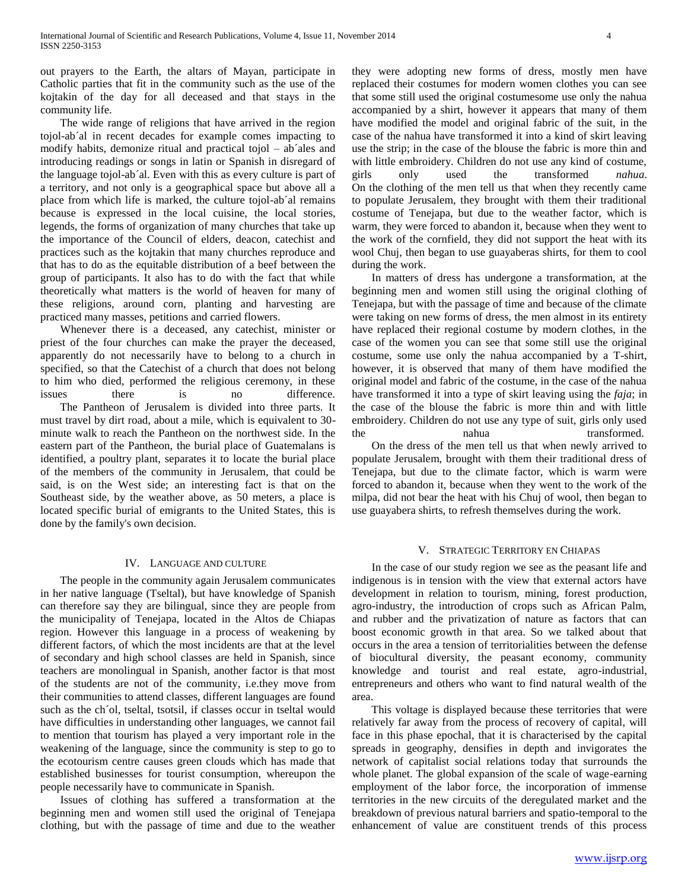out prayers to the Earth, the altars of Mayan, participate in Catholic parties that fit in the community such as the use of the kojtakin of the day for all deceased and that stays in the community life.

The wide range of religions that have arrived in the region tojol-ab´al in recent decades for example comes impacting to modify habits, demonize ritual and practical tojol – ab´ales and introducing readings or songs in latin or Spanish in disregard of the language tojol-ab´al. Even with this as every culture is part of a territory, and not only is a geographical space but above all a place from which life is marked, the culture tojol-ab´al remains because is expressed in the local cuisine, the local stories, legends, the forms of organization of many churches that take up the importance of the Council of elders, deacon, catechist and practices such as the kojtakin that many churches reproduce and that has to do as the equitable distribution of a beef between the group of participants. It also has to do with the fact that while theoretically what matters is the world of heaven for many of these religions, around corn, planting and harvesting are practiced many masses, petitions and carried flowers.

Whenever there is a deceased, any catechist, minister or priest of the four churches can make the prayer the deceased, apparently do not necessarily have to belong to a church in specified, so that the Catechist of a church that does not belong to him who died, performed the religious ceremony, in these issues there is no difference.

The Pantheon of Jerusalem is divided into three parts. It must travel by dirt road, about a mile, which is equivalent to 30-minute walk to reach the Pantheon on the northwest side. In the eastern part of the Pantheon, the burial place of Guatemalans is identified, a poultry plant, separates it to locate the burial place of the members of the community in Jerusalem, that could be said, is on the West side; an interesting fact is that on the Southeast side, by the weather above, as 50 meters, a place is located specific burial of emigrants to the United States, this is done by the family's own decision.

## IV. Language and Culture

The people in the community again Jerusalem communicates in her native language (Tseltal), but have knowledge of Spanish can therefore say they are bilingual, since they are people from the municipality of Tenejapa, located in the Altos de Chiapas region. However this language in a process of weakening by different factors, of which the most incidents are that at the level of secondary and high school classes are held in Spanish, since teachers are monolingual in Spanish, another factor is that most of the students are not of the community, i.e.they move from their communities to attend classes, different languages are found such as the ch´ol, tseltal, tsotsil, if classes occur in tseltal would have difficulties in understanding other languages, we cannot fail to mention that tourism has played a very important role in the weakening of the language, since the community is step to go to the ecotourism centre causes green clouds which has made that established businesses for tourist consumption, whereupon the people necessarily have to communicate in Spanish.

Issues of clothing has suffered a transformation at the beginning men and women still used the original of Tenejapa clothing, but with the passage of time and due to the weather they were adopting new forms of dress, mostly men have replaced their costumes for modern women clothes you can see that some still used the original costumesome use only the nahua accompanied by a shirt, however it appears that many of them have modified the model and original fabric of the suit, in the case of the nahua have transformed it into a kind of skirt leaving use the strip; in the case of the blouse the fabric is more thin and with little embroidery. Children do not use any kind of costume, girls only used the transformed *nahua*. On the clothing of the men tell us that when they recently came to populate Jerusalem, they brought with them their traditional costume of Tenejapa, but due to the weather factor, which is warm, they were forced to abandon it, because when they went to the work of the cornfield, they did not support the heat with its wool Chuj, then began to use guayaberas shirts, for them to cool during the work.

In matters of dress has undergone a transformation, at the beginning men and women still using the original clothing of Tenejapa, but with the passage of time and because of the climate were taking on new forms of dress, the men almost in its entirety have replaced their regional costume by modern clothes, in the case of the women you can see that some still use the original costume, some use only the nahua accompanied by a T-shirt, however, it is observed that many of them have modified the original model and fabric of the costume, in the case of the nahua have transformed it into a type of skirt leaving using the *faja*; in the case of the blouse the fabric is more thin and with little embroidery. Children do not use any type of suit, girls only used the nahua transformed.

On the dress of the men tell us that when newly arrived to populate Jerusalem, brought with them their traditional dress of Tenejapa, but due to the climate factor, which is warm were forced to abandon it, because when they went to the work of the milpa, did not bear the heat with his Chuj of wool, then began to use guayabera shirts, to refresh themselves during the work.

## V. Strategic Territory en Chiapas

In the case of our study region we see as the peasant life and indigenous is in tension with the view that external actors have development in relation to tourism, mining, forest production, agro-industry, the introduction of crops such as African Palm, and rubber and the privatization of nature as factors that can boost economic growth in that area. So we talked about that occurs in the area a tension of territorialities between the defense of biocultural diversity, the peasant economy, community knowledge and tourist and real estate, agro-industrial, entrepreneurs and others who want to find natural wealth of the area.

This voltage is displayed because these territories that were relatively far away from the process of recovery of capital, will face in this phase epochal, that it is characterised by the capital spreads in geography, densifies in depth and invigorates the network of capitalist social relations today that surrounds the whole planet. The global expansion of the scale of wage-earning employment of the labor force, the incorporation of immense territories in the new circuits of the deregulated market and the breakdown of previous natural barriers and spatio-temporal to the enhancement of value are constituent trends of this process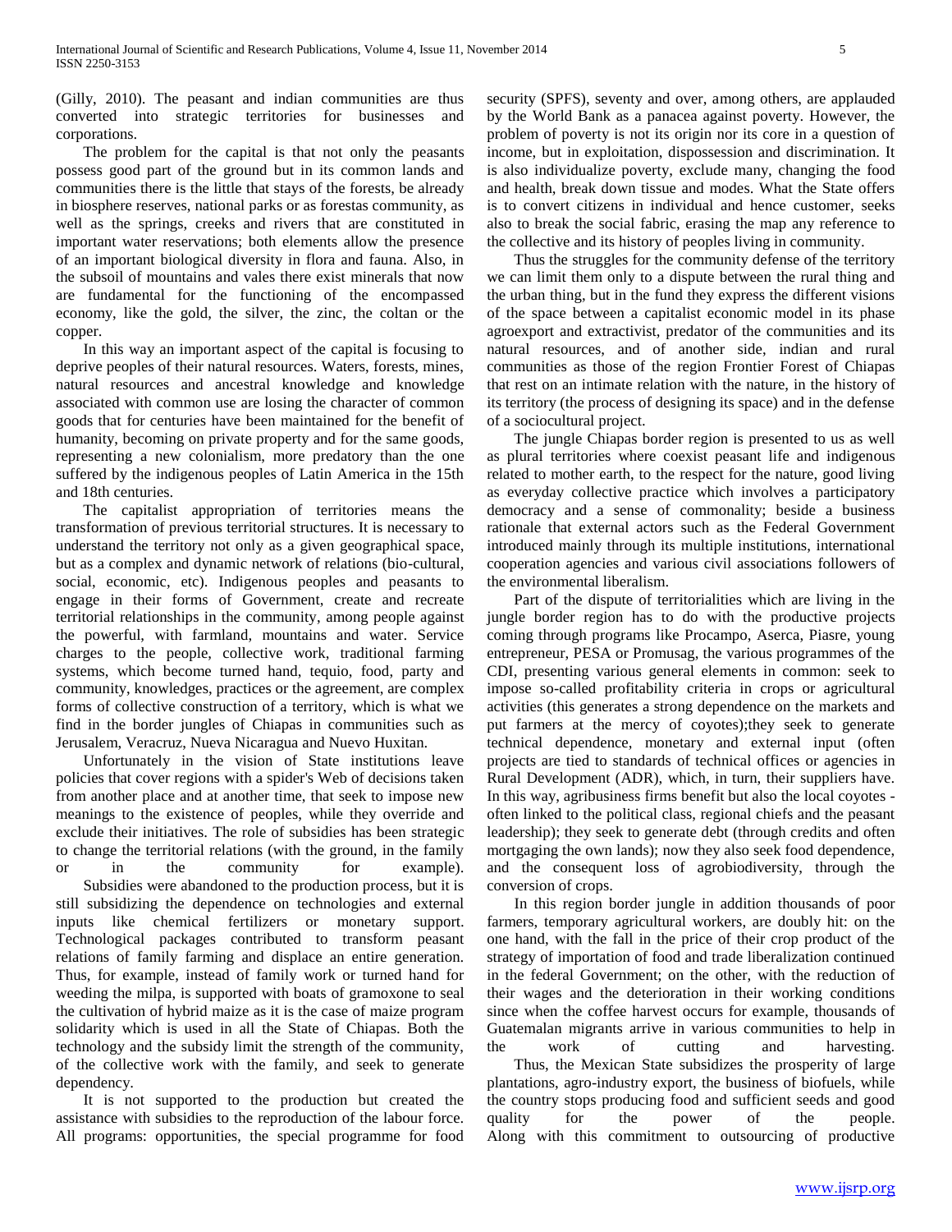(Gilly, 2010). The peasant and indian communities are thus converted into strategic territories for businesses and corporations.

The problem for the capital is that not only the peasants possess good part of the ground but in its common lands and communities there is the little that stays of the forests, be already in biosphere reserves, national parks or as forestas community, as well as the springs, creeks and rivers that are constituted in important water reservations; both elements allow the presence of an important biological diversity in flora and fauna. Also, in the subsoil of mountains and vales there exist minerals that now are fundamental for the functioning of the encompassed economy, like the gold, the silver, the zinc, the coltan or the copper.

In this way an important aspect of the capital is focusing to deprive peoples of their natural resources. Waters, forests, mines, natural resources and ancestral knowledge and knowledge associated with common use are losing the character of common goods that for centuries have been maintained for the benefit of humanity, becoming on private property and for the same goods, representing a new colonialism, more predatory than the one suffered by the indigenous peoples of Latin America in the 15th and 18th centuries.

The capitalist appropriation of territories means the transformation of previous territorial structures. It is necessary to understand the territory not only as a given geographical space, but as a complex and dynamic network of relations (bio-cultural, social, economic, etc). Indigenous peoples and peasants to engage in their forms of Government, create and recreate territorial relationships in the community, among people against the powerful, with farmland, mountains and water. Service charges to the people, collective work, traditional farming systems, which become turned hand, tequio, food, party and community, knowledges, practices or the agreement, are complex forms of collective construction of a territory, which is what we find in the border jungles of Chiapas in communities such as Jerusalem, Veracruz, Nueva Nicaragua and Nuevo Huxitan.

Unfortunately in the vision of State institutions leave policies that cover regions with a spider's Web of decisions taken from another place and at another time, that seek to impose new meanings to the existence of peoples, while they override and exclude their initiatives. The role of subsidies has been strategic to change the territorial relations (with the ground, in the family or in the community for example).

Subsidies were abandoned to the production process, but it is still subsidizing the dependence on technologies and external inputs like chemical fertilizers or monetary support. Technological packages contributed to transform peasant relations of family farming and displace an entire generation. Thus, for example, instead of family work or turned hand for weeding the milpa, is supported with boats of gramoxone to seal the cultivation of hybrid maize as it is the case of maize program solidarity which is used in all the State of Chiapas. Both the technology and the subsidy limit the strength of the community, of the collective work with the family, and seek to generate dependency.

It is not supported to the production but created the assistance with subsidies to the reproduction of the labour force. All programs: opportunities, the special programme for food security (SPFS), seventy and over, among others, are applauded by the World Bank as a panacea against poverty. However, the problem of poverty is not its origin nor its core in a question of income, but in exploitation, dispossession and discrimination. It is also individualize poverty, exclude many, changing the food and health, break down tissue and modes. What the State offers is to convert citizens in individual and hence customer, seeks also to break the social fabric, erasing the map any reference to the collective and its history of peoples living in community.

Thus the struggles for the community defense of the territory we can limit them only to a dispute between the rural thing and the urban thing, but in the fund they express the different visions of the space between a capitalist economic model in its phase agroexport and extractivist, predator of the communities and its natural resources, and of another side, indian and rural communities as those of the region Frontier Forest of Chiapas that rest on an intimate relation with the nature, in the history of its territory (the process of designing its space) and in the defense of a sociocultural project.

The jungle Chiapas border region is presented to us as well as plural territories where coexist peasant life and indigenous related to mother earth, to the respect for the nature, good living as everyday collective practice which involves a participatory democracy and a sense of commonality; beside a business rationale that external actors such as the Federal Government introduced mainly through its multiple institutions, international cooperation agencies and various civil associations followers of the environmental liberalism.

Part of the dispute of territorialities which are living in the jungle border region has to do with the productive projects coming through programs like Procampo, Aserca, Piasre, young entrepreneur, PESA or Promusag, the various programmes of the CDI, presenting various general elements in common: seek to impose so-called profitability criteria in crops or agricultural activities (this generates a strong dependence on the markets and put farmers at the mercy of coyotes);they seek to generate technical dependence, monetary and external input (often projects are tied to standards of technical offices or agencies in Rural Development (ADR), which, in turn, their suppliers have. In this way, agribusiness firms benefit but also the local coyotes - often linked to the political class, regional chiefs and the peasant leadership); they seek to generate debt (through credits and often mortgaging the own lands); now they also seek food dependence, and the consequent loss of agrobiodiversity, through the conversion of crops.

In this region border jungle in addition thousands of poor farmers, temporary agricultural workers, are doubly hit: on the one hand, with the fall in the price of their crop product of the strategy of importation of food and trade liberalization continued in the federal Government; on the other, with the reduction of their wages and the deterioration in their working conditions since when the coffee harvest occurs for example, thousands of Guatemalan migrants arrive in various communities to help in the work of cutting and harvesting.

Thus, the Mexican State subsidizes the prosperity of large plantations, agro-industry export, the business of biofuels, while the country stops producing food and sufficient seeds and good quality for the power of the people. Along with this commitment to outsourcing of productive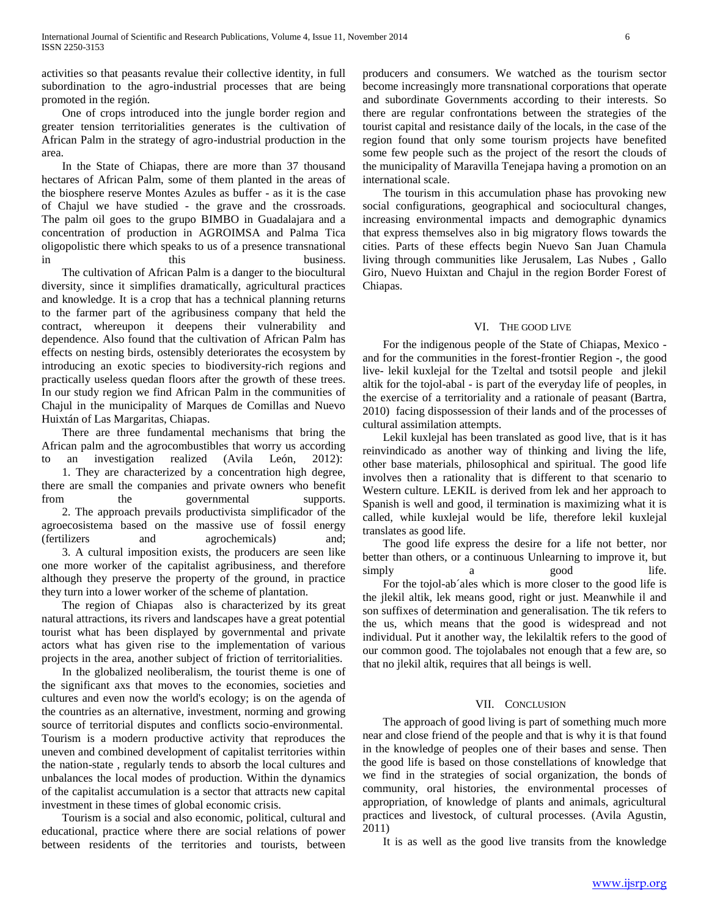activities so that peasants revalue their collective identity, in full subordination to the agro-industrial processes that are being promoted in the región.

One of crops introduced into the jungle border region and greater tension territorialities generates is the cultivation of African Palm in the strategy of agro-industrial production in the area.

In the State of Chiapas, there are more than 37 thousand hectares of African Palm, some of them planted in the areas of the biosphere reserve Montes Azules as buffer - as it is the case of Chajul we have studied - the grave and the crossroads. The palm oil goes to the grupo BIMBO in Guadalajara and a concentration of production in AGROIMSA and Palma Tica oligopolistic there which speaks to us of a presence transnational in this business.

The cultivation of African Palm is a danger to the biocultural diversity, since it simplifies dramatically, agricultural practices and knowledge. It is a crop that has a technical planning returns to the farmer part of the agribusiness company that held the contract, whereupon it deepens their vulnerability and dependence. Also found that the cultivation of African Palm has effects on nesting birds, ostensibly deteriorates the ecosystem by introducing an exotic species to biodiversity-rich regions and practically useless quedan floors after the growth of these trees. In our study region we find African Palm in the communities of Chajul in the municipality of Marques de Comillas and Nuevo Huixtán of Las Margaritas, Chiapas.

There are three fundamental mechanisms that bring the African palm and the agrocombustibles that worry us according to an investigation realized (Avila León, 2012):

1. They are characterized by a concentration high degree, there are small the companies and private owners who benefit from the governmental supports.
2. The approach prevails productivista simplificador of the agroecosistema based on the massive use of fossil energy (fertilizers and agrochemicals) and;
3. A cultural imposition exists, the producers are seen like one more worker of the capitalist agribusiness, and therefore although they preserve the property of the ground, in practice they turn into a lower worker of the scheme of plantation.

The region of Chiapas also is characterized by its great natural attractions, its rivers and landscapes have a great potential tourist what has been displayed by governmental and private actors what has given rise to the implementation of various projects in the area, another subject of friction of territorialities.

In the globalized neoliberalism, the tourist theme is one of the significant axs that moves to the economies, societies and cultures and even now the world's ecology; is on the agenda of the countries as an alternative, investment, norming and growing source of territorial disputes and conflicts socio-environmental. Tourism is a modern productive activity that reproduces the uneven and combined development of capitalist territories within the nation-state , regularly tends to absorb the local cultures and unbalances the local modes of production. Within the dynamics of the capitalist accumulation is a sector that attracts new capital investment in these times of global economic crisis.

Tourism is a social and also economic, political, cultural and educational, practice where there are social relations of power between residents of the territories and tourists, between producers and consumers. We watched as the tourism sector become increasingly more transnational corporations that operate and subordinate Governments according to their interests. So there are regular confrontations between the strategies of the tourist capital and resistance daily of the locals, in the case of the region found that only some tourism projects have benefited some few people such as the project of the resort the clouds of the municipality of Maravilla Tenejapa having a promotion on an international scale.

The tourism in this accumulation phase has provoking new social configurations, geographical and sociocultural changes, increasing environmental impacts and demographic dynamics that express themselves also in big migratory flows towards the cities. Parts of these effects begin Nuevo San Juan Chamula living through communities like Jerusalem, Las Nubes , Gallo Giro, Nuevo Huixtan and Chajul in the region Border Forest of Chiapas.

## VI. The Good Live

For the indigenous people of the State of Chiapas, Mexico - and for the communities in the forest-frontier Region -, the good live- lekil kuxlejal for the Tzeltal and tsotsil people and jlekil altik for the tojol-abal - is part of the everyday life of peoples, in the exercise of a territoriality and a rationale of peasant (Bartra, 2010) facing dispossession of their lands and of the processes of cultural assimilation attempts.

Lekil kuxlejal has been translated as good live, that is it has reinvindicado as another way of thinking and living the life, other base materials, philosophical and spiritual. The good life involves then a rationality that is different to that scenario to Western culture. LEKIL is derived from lek and her approach to Spanish is well and good, il termination is maximizing what it is called, while kuxlejal would be life, therefore lekil kuxlejal translates as good life.

The good life express the desire for a life not better, nor better than others, or a continuous Unlearning to improve it, but simply a good life.

For the tojol-ab´ales which is more closer to the good life is the jlekil altik, lek means good, right or just. Meanwhile il and son suffixes of determination and generalisation. The tik refers to the us, which means that the good is widespread and not individual. Put it another way, the lekilaltik refers to the good of our common good. The tojolabales not enough that a few are, so that no jlekil altik, requires that all beings is well.

## VII. Conclusion

The approach of good living is part of something much more near and close friend of the people and that is why it is that found in the knowledge of peoples one of their bases and sense. Then the good life is based on those constellations of knowledge that we find in the strategies of social organization, the bonds of community, oral histories, the environmental processes of appropriation, of knowledge of plants and animals, agricultural practices and livestock, of cultural processes. (Avila Agustin, 2011)

It is as well as the good live transits from the knowledge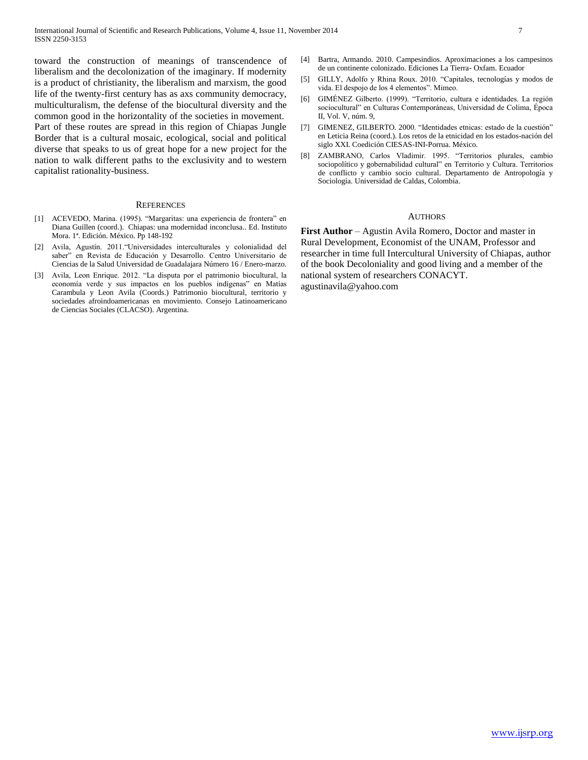toward the construction of meanings of transcendence of liberalism and the decolonization of the imaginary. If modernity is a product of christianity, the liberalism and marxism, the good life of the twenty-first century has as axs community democracy, multiculturalism, the defense of the biocultural diversity and the common good in the horizontality of the societies in movement. Part of these routes are spread in this region of Chiapas Jungle Border that is a cultural mosaic, ecological, social and political diverse that speaks to us of great hope for a new project for the nation to walk different paths to the exclusivity and to western capitalist rationality-business.

## REFERENCES

[1] ACEVEDO, Marina. (1995). "Margaritas: una experiencia de frontera" en Diana Guillen (coord.). Chiapas: una modernidad inconclusa.. Ed. Instituto Mora. 1ª. Edición. México. Pp 148-192

[2] Avila, Agustín. 2011."Universidades interculturales y colonialidad del saber" en Revista de Educación y Desarrollo. Centro Universitario de Ciencias de la Salud Universidad de Guadalajara Número 16 / Enero-marzo.

[3] Avila, Leon Enrique. 2012. "La disputa por el patrimonio biocultural, la economía verde y sus impactos en los pueblos indígenas" en Matías Carambula y Leon Avila (Coords.) Patrimonio biocultural, territorio y sociedades afroindoamericanas en movimiento. Consejo Latinoamericano de Ciencias Sociales (CLACSO). Argentina.

[4] Bartra, Armando. 2010. Campesindios. Aproximaciones a los campesinos de un continente colonizado. Ediciones La Tierra- Oxfam. Ecuador

[5] GILLY, Adolfo y Rhina Roux. 2010. "Capitales, tecnologías y modos de vida. El despojo de los 4 elementos". Mimeo.

[6] GIMÉNEZ Gilberto. (1999). "Territorio, cultura e identidades. La región sociocultural" en Culturas Contemporáneas, Universidad de Colima, Época II, Vol. V, núm. 9,

[7] GIMENEZ, GILBERTO. 2000. "Identidades etnicas: estado de la cuestión" en Leticia Reina (coord.). Los retos de la etnicidad en los estados-nación del siglo XXI. Coedición CIESAS-INI-Porrua. México.

[8] ZAMBRANO, Carlos Vladimir. 1995. "Territorios plurales, cambio sociopolítico y gobernabilidad cultural" en Territorio y Cultura. Territorios de conflicto y cambio socio cultural. Departamento de Antropología y Sociología. Universidad de Caldas, Colombia.

## AUTHORS

**First Author** – Agustin Avila Romero, Doctor and master in Rural Development, Economist of the UNAM, Professor and researcher in time full Intercultural University of Chiapas, author of the book Decoloniality and good living and a member of the national system of researchers CONACYT. agustinavila@yahoo.com